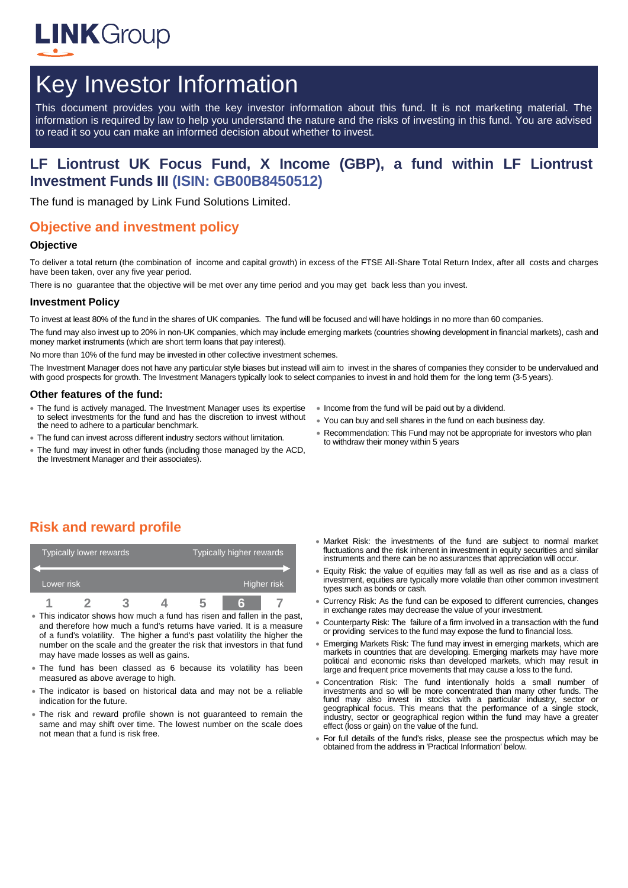LINKGroup

# Key Investor Information

This document provides you with the key investor information about this fund. It is not marketing material. The information is required by law to help you understand the nature and the risks of investing in this fund. You are advised to read it so you can make an informed decision about whether to invest.

## LF Liontrust UK Focus Fund, X Income (GBP), a fund within LF Liontrust Investment Funds III (ISIN: GB00B8450512)

The fund is managed by Link Fund Solutions Limited.

## Objective and investment policy

### Objective

To deliver a total return (the combination of income and capital growth) in excess of the FTSE All-Share Total Return Index, after all costs and charges have been taken, over any five year period.

There is no guarantee that the objective will be met over any time period and you may get back less than you invest.

### Investment Policy

To invest at least 80% of the fund in the shares of UK companies. The fund will be focused and will have holdings in no more than 60 companies.

The fund may also invest up to 20% in non-UK companies, which may include emerging markets (countries showing development in financial markets), cash and money market instruments (which are short term loans that pay interest).

No more than 10% of the fund may be invested in other collective investment schemes.

The Investment Manager does not have any particular style biases but instead will aim to invest in the shares of companies they consider to be undervalued and with good prospects for growth. The Investment Managers typically look to select companies to invest in and hold them for the long term (3-5 years).

### Other features of the fund:

- The fund is actively managed. The Investment Manager uses its expertise to select investments for the fund and has the discretion to invest without the need to adhere to a particular benchmark.
- The fund can invest across different industry sectors without limitation.
- The fund may invest in other funds (including those managed by the ACD, the Investment Manager and their associates).
- Income from the fund will be paid out by a dividend.
- You can buy and sell shares in the fund on each business day.
- Recommendation: This Fund may not be appropriate for investors who plan to withdraw their money within 5 years

## Risk and reward profile

| Typically lower rewards | | | | | | Typically higher rewards |
|---|---|---|---|---|---|---|
| Lower risk | | | | | | Higher risk |
| 1 | 2 | 3 | 4 | 5 | **6** | 7 |

- This indicator shows how much a fund has risen and fallen in the past, and therefore how much a fund's returns have varied. It is a measure of a fund's volatility. The higher a fund's past volatility the higher the number on the scale and the greater the risk that investors in that fund may have made losses as well as gains.
- The fund has been classed as 6 because its volatility has been measured as above average to high.
- The indicator is based on historical data and may not be a reliable indication for the future.
- The risk and reward profile shown is not guaranteed to remain the same and may shift over time. The lowest number on the scale does not mean that a fund is risk free.
- Market Risk: the investments of the fund are subject to normal market fluctuations and the risk inherent in investment in equity securities and similar instruments and there can be no assurances that appreciation will occur.
- Equity Risk: the value of equities may fall as well as rise and as a class of investment, equities are typically more volatile than other common investment types such as bonds or cash.
- Currency Risk: As the fund can be exposed to different currencies, changes in exchange rates may decrease the value of your investment.
- Counterparty Risk: The failure of a firm involved in a transaction with the fund or providing services to the fund may expose the fund to financial loss.
- Emerging Markets Risk: The fund may invest in emerging markets, which are markets in countries that are developing. Emerging markets may have more political and economic risks than developed markets, which may result in large and frequent price movements that may cause a loss to the fund.
- Concentration Risk: The fund intentionally holds a small number of investments and so will be more concentrated than many other funds. The fund may also invest in stocks with a particular industry, sector or geographical focus. This means that the performance of a single stock, industry, sector or geographical region within the fund may have a greater effect (loss or gain) on the value of the fund.
- For full details of the fund's risks, please see the prospectus which may be obtained from the address in 'Practical Information' below.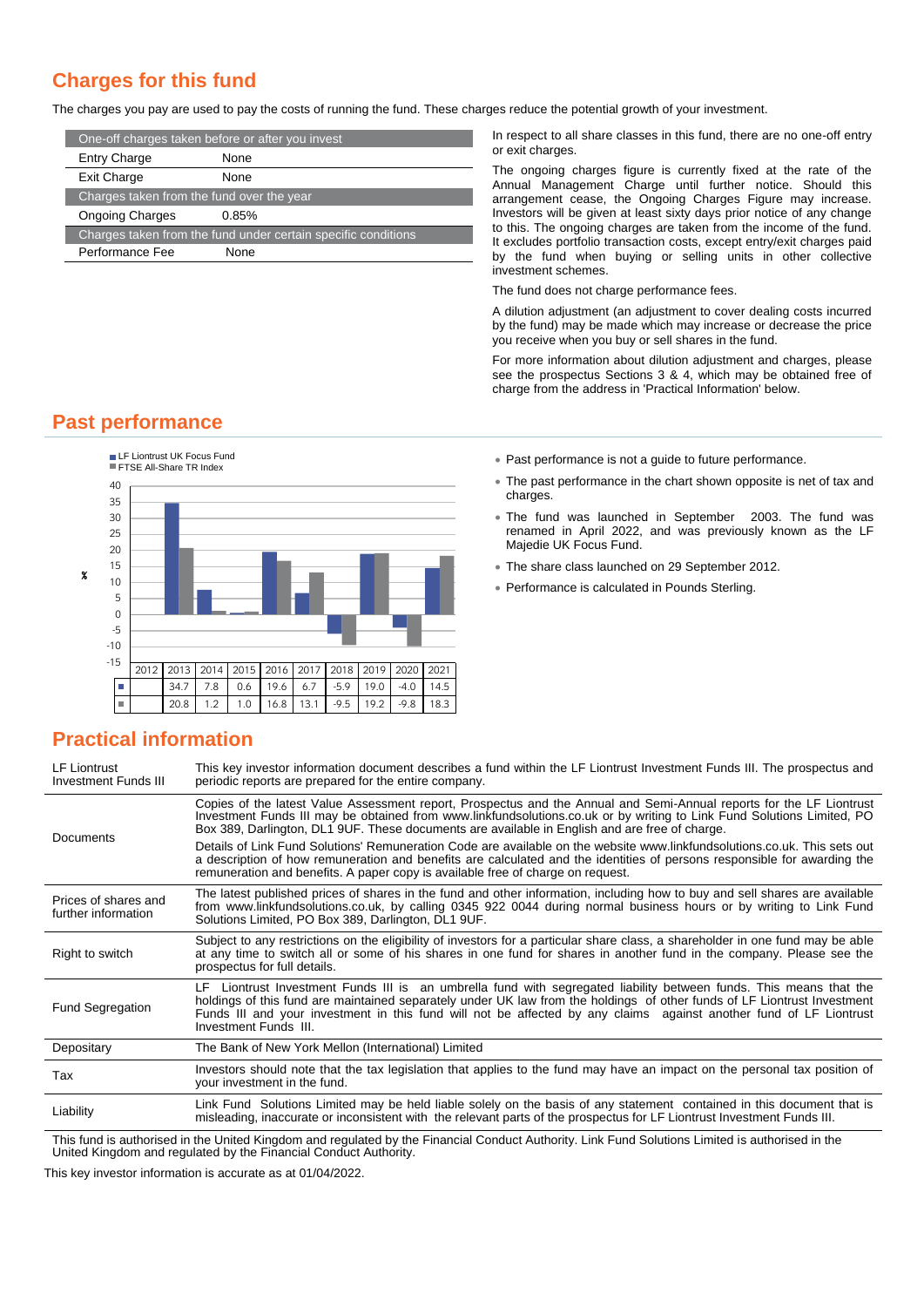## Charges for this fund

The charges you pay are used to pay the costs of running the fund. These charges reduce the potential growth of your investment.

| One-off charges taken before or after you invest | |
|---|---|
| Entry Charge | None |
| Exit Charge | None |
| **Charges taken from the fund over the year** | |
| Ongoing Charges | 0.85% |
| **Charges taken from the fund under certain specific conditions** | |
| Performance Fee | None |

In respect to all share classes in this fund, there are no one-off entry or exit charges.

The ongoing charges figure is currently fixed at the rate of the Annual Management Charge until further notice. Should this arrangement cease, the Ongoing Charges Figure may increase. Investors will be given at least sixty days prior notice of any change to this. The ongoing charges are taken from the income of the fund. It excludes portfolio transaction costs, except entry/exit charges paid by the fund when buying or selling units in other collective investment schemes.

The fund does not charge performance fees.

A dilution adjustment (an adjustment to cover dealing costs incurred by the fund) may be made which may increase or decrease the price you receive when you buy or sell shares in the fund.

For more information about dilution adjustment and charges, please see the prospectus Sections 3 & 4, which may be obtained free of charge from the address in 'Practical Information' below.

## Past performance

LF Liontrust UK Focus Fund
FTSE All-Share TR Index

%

40
35
30
25
20
15
10
5
0
-5
-10
-15

2012 2013 2014 2015 2016 2017 2018 2019 2020 2021

34.7 7.8 0.6 19.6 6.7 -5.9 19.0 -4.0 14.5

20.8 1.2 1.0 16.8 13.1 -9.5 19.2 -9.8 18.3

- Past performance is not a guide to future performance.
- The past performance in the chart shown opposite is net of tax and charges.
- The fund was launched in September 2003. The fund was renamed in April 2022, and was previously known as the LF Majedie UK Focus Fund.
- The share class launched on 29 September 2012.
- Performance is calculated in Pounds Sterling.

## Practical information

| | |
|---|---|
| LF Liontrust Investment Funds III | This key investor information document describes a fund within the LF Liontrust Investment Funds III. The prospectus and periodic reports are prepared for the entire company. |
| Documents | Copies of the latest Value Assessment report, Prospectus and the Annual and Semi-Annual reports for the LF Liontrust Investment Funds III may be obtained from www.linkfundsolutions.co.uk or by writing to Link Fund Solutions Limited, PO Box 389, Darlington, DL1 9UF. These documents are available in English and are free of charge. Details of Link Fund Solutions' Remuneration Code are available on the website www.linkfundsolutions.co.uk. This sets out a description of how remuneration and benefits are calculated and the identities of persons responsible for awarding the remuneration and benefits. A paper copy is available free of charge on request. |
| Prices of shares and further information | The latest published prices of shares in the fund and other information, including how to buy and sell shares are available from www.linkfundsolutions.co.uk, by calling 0345 922 0044 during normal business hours or by writing to Link Fund Solutions Limited, PO Box 389, Darlington, DL1 9UF. |
| Right to switch | Subject to any restrictions on the eligibility of investors for a particular share class, a shareholder in one fund may be able at any time to switch all or some of his shares in one fund for shares in another fund in the company. Please see the prospectus for full details. |
| Fund Segregation | LF Liontrust Investment Funds III is an umbrella fund with segregated liability between funds. This means that the holdings of this fund are maintained separately under UK law from the holdings of other funds of LF Liontrust Investment Funds III and your investment in this fund will not be affected by any claims against another fund of LF Liontrust Investment Funds III. |
| Depositary | The Bank of New York Mellon (International) Limited |
| Tax | Investors should note that the tax legislation that applies to the fund may have an impact on the personal tax position of your investment in the fund. |
| Liability | Link Fund Solutions Limited may be held liable solely on the basis of any statement contained in this document that is misleading, inaccurate or inconsistent with the relevant parts of the prospectus for LF Liontrust Investment Funds III. |

This fund is authorised in the United Kingdom and regulated by the Financial Conduct Authority. Link Fund Solutions Limited is authorised in the United Kingdom and regulated by the Financial Conduct Authority.

This key investor information is accurate as at 01/04/2022.